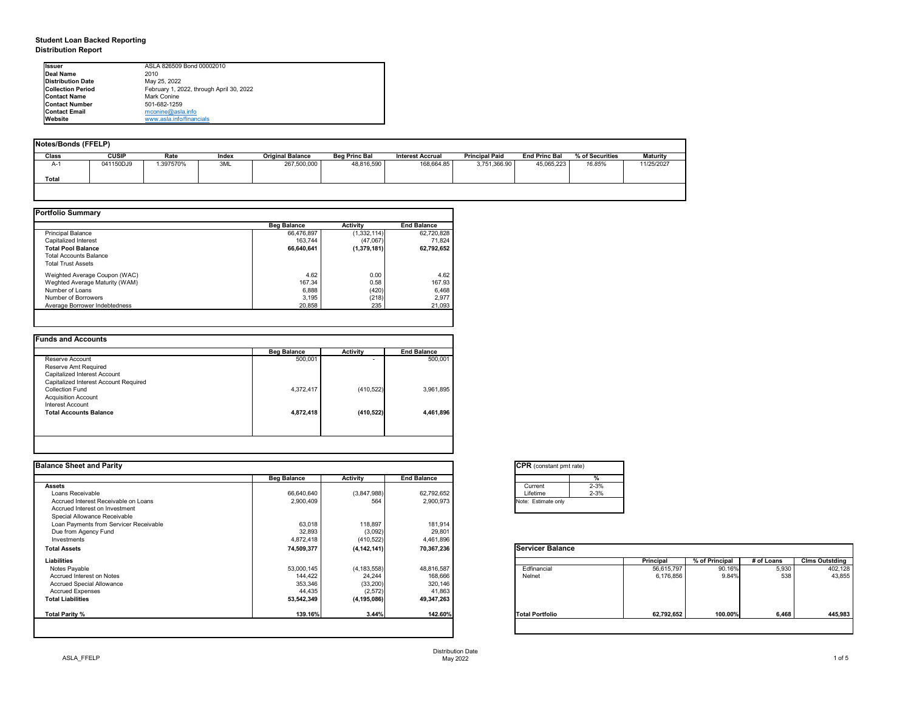# Student Loan Backed Reporting

## Distribution Report

| | |
|---|---|
| **Issuer** | ASLA 826509 Bond 00002010 |
| **Deal Name** | 2010 |
| **Distribution Date** | May 25, 2022 |
| **Collection Period** | February 1, 2022, through April 30, 2022 |
| **Contact Name** | Mark Conine |
| **Contact Number** | 501-682-1259 |
| **Contact Email** | mconine@asla.info |
| **Website** | www.asla.info/financials |

### Notes/Bonds (FFELP)

| Class | CUSIP | Rate | Index | Original Balance | Beg Princ Bal | Interest Accrual | Principal Paid | End Princ Bal | % of Securities | Maturity |
|---|---|---|---|---|---|---|---|---|---|---|
| A-1 | 041150DJ9 | 1.397570% | 3ML | 267,500,000 | 48,816,590 | 168,664.85 | 3,751,366.90 | 45,065,223 | *16.85%* | 11/25/2027 |
| **Total** | | | | | | | | | | |

### Portfolio Summary

| | Beg Balance | Activity | End Balance |
|---|---|---|---|
| Principal Balance | 66,476,897 | (1,332,114) | 62,720,828 |
| Capitalized Interest | 163,744 | (47,067) | 71,824 |
| **Total Pool Balance** | **66,640,641** | **(1,379,181)** | **62,792,652** |
| Total Accounts Balance | | | |
| Total Trust Assets | | | |
| Weghted Average Coupon (WAC) | 4.62 | 0.00 | 4.62 |
| Weghted Average Maturity (WAM) | 167.34 | 0.58 | 167.93 |
| Number of Loans | 6,888 | (420) | 6,468 |
| Number of Borrowers | 3,195 | (218) | 2,977 |
| Average Borrower Indebtedness | 20,858 | 235 | 21,093 |

### Funds and Accounts

| | Beg Balance | Activity | End Balance |
|---|---|---|---|
| Reserve Account | 500,001 | - | 500,001 |
| Reserve Amt Required | | | |
| Capitalized Interest Account | | | |
| Capitalized Interest Account Required | | | |
| Collection Fund | 4,372,417 | (410,522) | 3,961,895 |
| Acquisition Account | | | |
| Interest Account | | | |
| **Total Accounts Balance** | **4,872,418** | **(410,522)** | **4,461,896** |

### Balance Sheet and Parity

| | Beg Balance | Activity | End Balance |
|---|---|---|---|
| **Assets** | | | |
| Loans Receivable | 66,640,640 | (3,847,988) | 62,792,652 |
| Accrued Interest Receivable on Loans | 2,900,409 | 564 | 2,900,973 |
| Accrued Interest on Investment | | | |
| Special Allowance Receivable | | | |
| Loan Payments from Servicer Receivable | 63,018 | 118,897 | 181,914 |
| Due from Agency Fund | 32,893 | (3,092) | 29,801 |
| Investments | 4,872,418 | (410,522) | 4,461,896 |
| **Total Assets** | **74,509,377** | **(4,142,141)** | **70,367,236** |
| **Liabilities** | | | |
| Notes Payable | 53,000,145 | (4,183,558) | 48,816,587 |
| Accrued Interest on Notes | 144,422 | 24,244 | 168,666 |
| Accrued Special Allowance | 353,346 | (33,200) | 320,146 |
| Accrued Expenses | 44,435 | (2,572) | 41,863 |
| **Total Liabilities** | **53,542,349** | **(4,195,086)** | **49,347,263** |
| **Total Parity %** | **139.16%** | **3.44%** | **142.60%** |

### CPR (constant pmt rate)

| | % |
|---|---|
| Current | 2-3% |
| Lifetime | 2-3% |

Note: Estimate only

### Servicer Balance

| | Principal | % of Principal | # of Loans | Clms Outstding |
|---|---|---|---|---|
| Edfinancial | 56,615,797 | 90.16% | 5,930 | 402,128 |
| Nelnet | 6,176,856 | 9.84% | 538 | 43,855 |
| **Total Portfolio** | **62,792,652** | **100.00%** | **6,468** | **445,983** |

Distribution Date
May 2022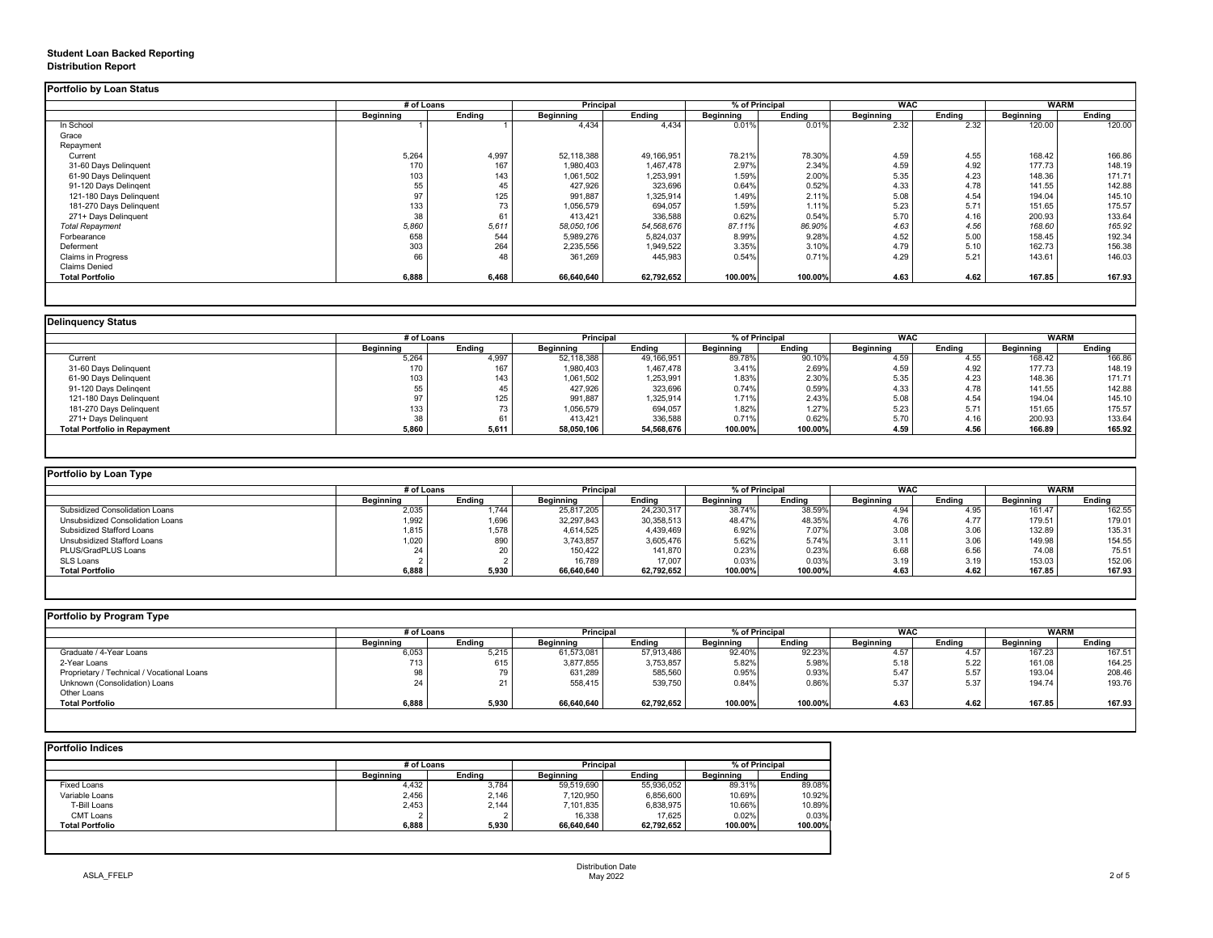**Student Loan Backed Reporting**
**Distribution Report**

### Portfolio by Loan Status

| | # of Loans | | Principal | | % of Principal | | WAC | | WARM | |
|---|---|---|---|---|---|---|---|---|---|---|
| | Beginning | Ending | Beginning | Ending | Beginning | Ending | Beginning | Ending | Beginning | Ending |
| In School | 1 | 1 | 4,434 | 4,434 | 0.01% | 0.01% | 2.32 | 2.32 | 120.00 | 120.00 |
| Grace | | | | | | | | | | |
| Repayment | | | | | | | | | | |
| Current | 5,264 | 4,997 | 52,118,388 | 49,166,951 | 78.21% | 78.30% | 4.59 | 4.55 | 168.42 | 166.86 |
| 31-60 Days Delinquent | 170 | 167 | 1,980,403 | 1,467,478 | 2.97% | 2.34% | 4.59 | 4.92 | 177.73 | 148.19 |
| 61-90 Days Delinquent | 103 | 143 | 1,061,502 | 1,253,991 | 1.59% | 2.00% | 5.35 | 4.23 | 148.36 | 171.71 |
| 91-120 Days Delingent | 55 | 45 | 427,926 | 323,696 | 0.64% | 0.52% | 4.33 | 4.78 | 141.55 | 142.88 |
| 121-180 Days Delinquent | 97 | 125 | 991,887 | 1,325,914 | 1.49% | 2.11% | 5.08 | 4.54 | 194.04 | 145.10 |
| 181-270 Days Delinquent | 133 | 73 | 1,056,579 | 694,057 | 1.59% | 1.11% | 5.23 | 5.71 | 151.65 | 175.57 |
| 271+ Days Delinquent | 38 | 61 | 413,421 | 336,588 | 0.62% | 0.54% | 5.70 | 4.16 | 200.93 | 133.64 |
| *Total Repayment* | *5,860* | *5,611* | *58,050,106* | *54,568,676* | *87.11%* | *86.90%* | *4.63* | *4.56* | *168.60* | *165.92* |
| Forbearance | 658 | 544 | 5,989,276 | 5,824,037 | 8.99% | 9.28% | 4.52 | 5.00 | 158.45 | 192.34 |
| Deferment | 303 | 264 | 2,235,556 | 1,949,522 | 3.35% | 3.10% | 4.79 | 5.10 | 162.73 | 156.38 |
| Claims in Progress | 66 | 48 | 361,269 | 445,983 | 0.54% | 0.71% | 4.29 | 5.21 | 143.61 | 146.03 |
| Claims Denied | | | | | | | | | | |
| **Total Portfolio** | **6,888** | **6,468** | **66,640,640** | **62,792,652** | **100.00%** | **100.00%** | **4.63** | **4.62** | **167.85** | **167.93** |

### Delinquency Status

| | # of Loans | | Principal | | % of Principal | | WAC | | WARM | |
|---|---|---|---|---|---|---|---|---|---|---|
| | Beginning | Ending | Beginning | Ending | Beginning | Ending | Beginning | Ending | Beginning | Ending |
| Current | 5,264 | 4,997 | 52,118,388 | 49,166,951 | 89.78% | 90.10% | 4.59 | 4.55 | 168.42 | 166.86 |
| 31-60 Days Delinquent | 170 | 167 | 1,980,403 | 1,467,478 | 3.41% | 2.69% | 4.59 | 4.92 | 177.73 | 148.19 |
| 61-90 Days Delinquent | 103 | 143 | 1,061,502 | 1,253,991 | 1.83% | 2.30% | 5.35 | 4.23 | 148.36 | 171.71 |
| 91-120 Days Delingent | 55 | 45 | 427,926 | 323,696 | 0.74% | 0.59% | 4.33 | 4.78 | 141.55 | 142.88 |
| 121-180 Days Delinquent | 97 | 125 | 991,887 | 1,325,914 | 1.71% | 2.43% | 5.08 | 4.54 | 194.04 | 145.10 |
| 181-270 Days Delinquent | 133 | 73 | 1,056,579 | 694,057 | 1.82% | 1.27% | 5.23 | 5.71 | 151.65 | 175.57 |
| 271+ Days Delinquent | 38 | 61 | 413,421 | 336,588 | 0.71% | 0.62% | 5.70 | 4.16 | 200.93 | 133.64 |
| **Total Portfolio in Repayment** | **5,860** | **5,611** | **58,050,106** | **54,568,676** | **100.00%** | **100.00%** | **4.59** | **4.56** | **166.89** | **165.92** |

### Portfolio by Loan Type

| | # of Loans | | Principal | | % of Principal | | WAC | | WARM | |
|---|---|---|---|---|---|---|---|---|---|---|
| | Beginning | Ending | Beginning | Ending | Beginning | Ending | Beginning | Ending | Beginning | Ending |
| Subsidized Consolidation Loans | 2,035 | 1,744 | 25,817,205 | 24,230,317 | 38.74% | 38.59% | 4.94 | 4.95 | 161.47 | 162.55 |
| Unsubsidized Consolidation Loans | 1,992 | 1,696 | 32,297,843 | 30,358,513 | 48.47% | 48.35% | 4.76 | 4.77 | 179.51 | 179.01 |
| Subsidized Stafford Loans | 1,815 | 1,578 | 4,614,525 | 4,439,469 | 6.92% | 7.07% | 3.08 | 3.06 | 132.89 | 135.31 |
| Unsubsidized Stafford Loans | 1,020 | 890 | 3,743,857 | 3,605,476 | 5.62% | 5.74% | 3.11 | 3.06 | 149.98 | 154.55 |
| PLUS/GradPLUS Loans | 24 | 20 | 150,422 | 141,870 | 0.23% | 0.23% | 6.68 | 6.56 | 74.08 | 75.51 |
| SLS Loans | 2 | 2 | 16,789 | 17,007 | 0.03% | 0.03% | 3.19 | 3.19 | 153.03 | 152.06 |
| **Total Portfolio** | **6,888** | **5,930** | **66,640,640** | **62,792,652** | **100.00%** | **100.00%** | **4.63** | **4.62** | **167.85** | **167.93** |

### Portfolio by Program Type

| | # of Loans | | Principal | | % of Principal | | WAC | | WARM | |
|---|---|---|---|---|---|---|---|---|---|---|
| | Beginning | Ending | Beginning | Ending | Beginning | Ending | Beginning | Ending | Beginning | Ending |
| Graduate / 4-Year Loans | 6,053 | 5,215 | 61,573,081 | 57,913,486 | 92.40% | 92.23% | 4.57 | 4.57 | 167.23 | 167.51 |
| 2-Year Loans | 713 | 615 | 3,877,855 | 3,753,857 | 5.82% | 5.98% | 5.18 | 5.22 | 161.08 | 164.25 |
| Proprietary / Technical / Vocational Loans | 98 | 79 | 631,289 | 585,560 | 0.95% | 0.93% | 5.47 | 5.57 | 193.04 | 208.46 |
| Unknown (Consolidation) Loans | 24 | 21 | 558,415 | 539,750 | 0.84% | 0.86% | 5.37 | 5.37 | 194.74 | 193.76 |
| Other Loans | | | | | | | | | | |
| **Total Portfolio** | **6,888** | **5,930** | **66,640,640** | **62,792,652** | **100.00%** | **100.00%** | **4.63** | **4.62** | **167.85** | **167.93** |

### Portfolio Indices

| | # of Loans | | Principal | | % of Principal | |
|---|---|---|---|---|---|---|
| | Beginning | Ending | Beginning | Ending | Beginning | Ending |
| Fixed Loans | 4,432 | 3,784 | 59,519,690 | 55,936,052 | 89.31% | 89.08% |
| Variable Loans | 2,456 | 2,146 | 7,120,950 | 6,856,600 | 10.69% | 10.92% |
| T-Bill Loans | 2,453 | 2,144 | 7,101,835 | 6,838,975 | 10.66% | 10.89% |
| CMT Loans | 2 | 2 | 16,338 | 17,625 | 0.02% | 0.03% |
| **Total Portfolio** | **6,888** | **5,930** | **66,640,640** | **62,792,652** | **100.00%** | **100.00%** |

ASLA_FFELP

Distribution Date
May 2022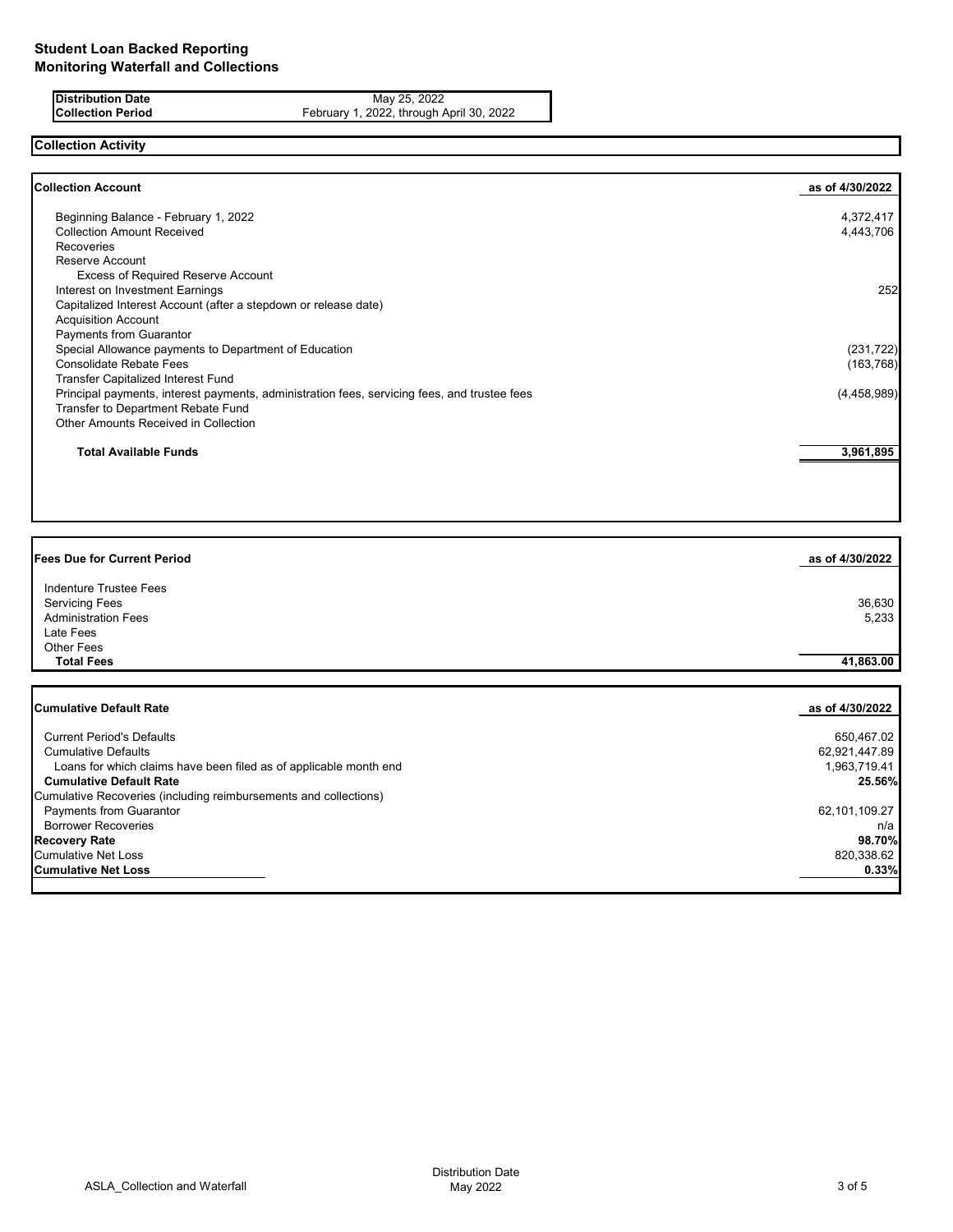# Student Loan Backed Reporting
# Monitoring Waterfall and Collections

| | |
|---|---|
| **Distribution Date** | May 25, 2022 |
| **Collection Period** | February 1, 2022, through April 30, 2022 |

## Collection Activity

| **Collection Account** | **as of 4/30/2022** |
|---|---|
| Beginning Balance - February 1, 2022 | 4,372,417 |
| Collection Amount Received | 4,443,706 |
| Recoveries | |
| Reserve Account | |
| Excess of Required Reserve Account | |
| Interest on Investment Earnings | 252 |
| Capitalized Interest Account (after a stepdown or release date) | |
| Acquisition Account | |
| Payments from Guarantor | |
| Special Allowance payments to Department of Education | (231,722) |
| Consolidate Rebate Fees | (163,768) |
| Transfer Capitalized Interest Fund | |
| Principal payments, interest payments, administration fees, servicing fees, and trustee fees | (4,458,989) |
| Transfer to Department Rebate Fund | |
| Other Amounts Received in Collection | |
| **Total Available Funds** | **3,961,895** |

| **Fees Due for Current Period** | **as of 4/30/2022** |
|---|---|
| Indenture Trustee Fees | |
| Servicing Fees | 36,630 |
| Administration Fees | 5,233 |
| Late Fees | |
| Other Fees | |
| **Total Fees** | **41,863.00** |

| **Cumulative Default Rate** | **as of 4/30/2022** |
|---|---|
| Current Period's Defaults | 650,467.02 |
| Cumulative Defaults | 62,921,447.89 |
| Loans for which claims have been filed as of applicable month end | 1,963,719.41 |
| **Cumulative Default Rate** | **25.56%** |
| Cumulative Recoveries (including reimbursements and collections) | |
| Payments from Guarantor | 62,101,109.27 |
| Borrower Recoveries | n/a |
| **Recovery Rate** | **98.70%** |
| Cumulative Net Loss | 820,338.62 |
| **Cumulative Net Loss** | **0.33%** |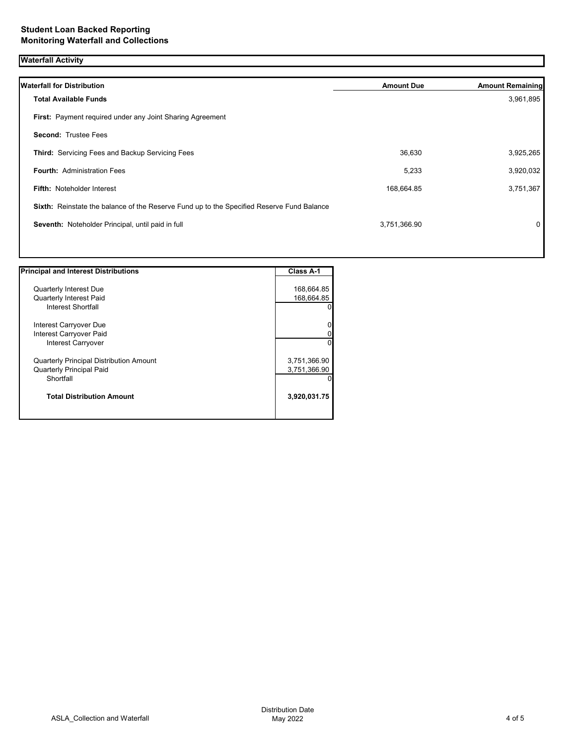# Student Loan Backed Reporting
## Monitoring Waterfall and Collections

### Waterfall Activity

| Waterfall for Distribution | Amount Due | Amount Remaining |
|---|---|---|
| **Total Available Funds** | | 3,961,895 |
| **First:** Payment required under any Joint Sharing Agreement | | |
| **Second:** Trustee Fees | | |
| **Third:** Servicing Fees and Backup Servicing Fees | 36,630 | 3,925,265 |
| **Fourth:** Administration Fees | 5,233 | 3,920,032 |
| **Fifth:** Noteholder Interest | 168,664.85 | 3,751,367 |
| **Sixth:** Reinstate the balance of the Reserve Fund up to the Specified Reserve Fund Balance | | |
| **Seventh:** Noteholder Principal, until paid in full | 3,751,366.90 | 0 |

| Principal and Interest Distributions | Class A-1 |
|---|---|
| Quarterly Interest Due | 168,664.85 |
| Quarterly Interest Paid | 168,664.85 |
| Interest Shortfall | 0 |
| Interest Carryover Due | 0 |
| Interest Carryover Paid | 0 |
| Interest Carryover | 0 |
| Quarterly Principal Distribution Amount | 3,751,366.90 |
| Quarterly Principal Paid | 3,751,366.90 |
| Shortfall | 0 |
| **Total Distribution Amount** | **3,920,031.75** |

ASLA_Collection and Waterfall

Distribution Date
May 2022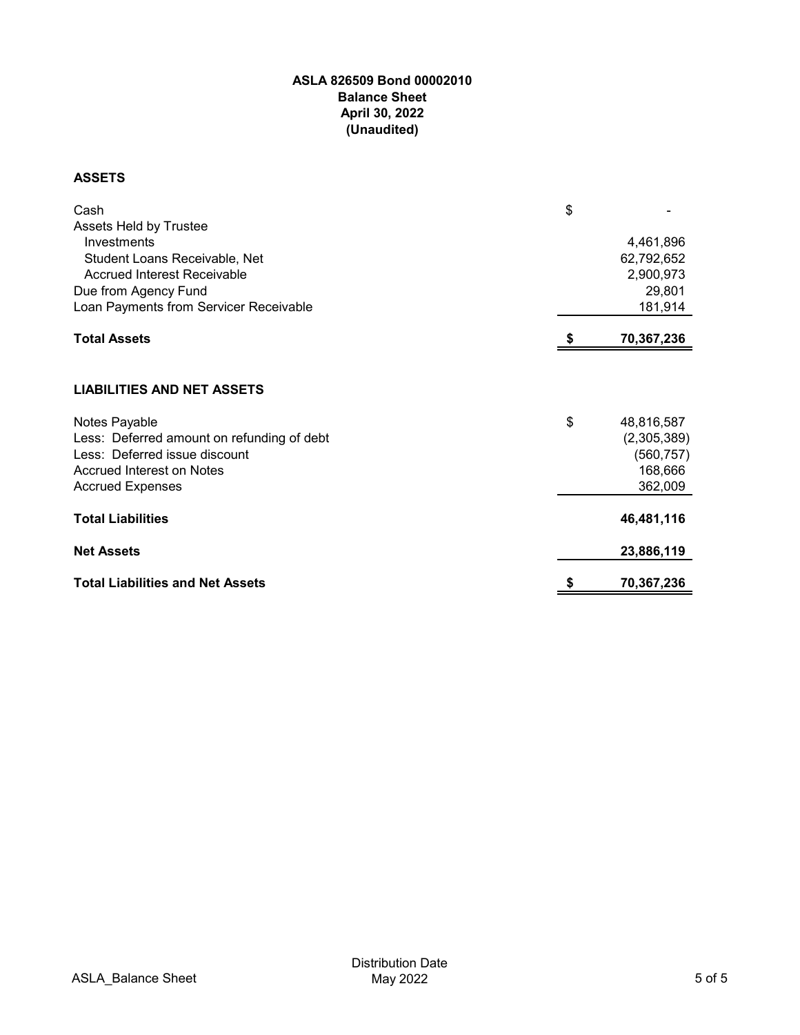**ASLA 826509 Bond 00002010**
**Balance Sheet**
**April 30, 2022**
**(Unaudited)**

## ASSETS

| | | |
|---|---|---|
| Cash | $ | - |
| Assets Held by Trustee | | |
| Investments | | 4,461,896 |
| Student Loans Receivable, Net | | 62,792,652 |
| Accrued Interest Receivable | | 2,900,973 |
| Due from Agency Fund | | 29,801 |
| Loan Payments from Servicer Receivable | | 181,914 |
| **Total Assets** | **$** | **70,367,236** |

## LIABILITIES AND NET ASSETS

| | | |
|---|---|---|
| Notes Payable | $ | 48,816,587 |
| Less: Deferred amount on refunding of debt | | (2,305,389) |
| Less: Deferred issue discount | | (560,757) |
| Accrued Interest on Notes | | 168,666 |
| Accrued Expenses | | 362,009 |
| **Total Liabilities** | | **46,481,116** |
| **Net Assets** | | **23,886,119** |
| **Total Liabilities and Net Assets** | **$** | **70,367,236** |

ASLA_Balance Sheet

Distribution Date
May 2022